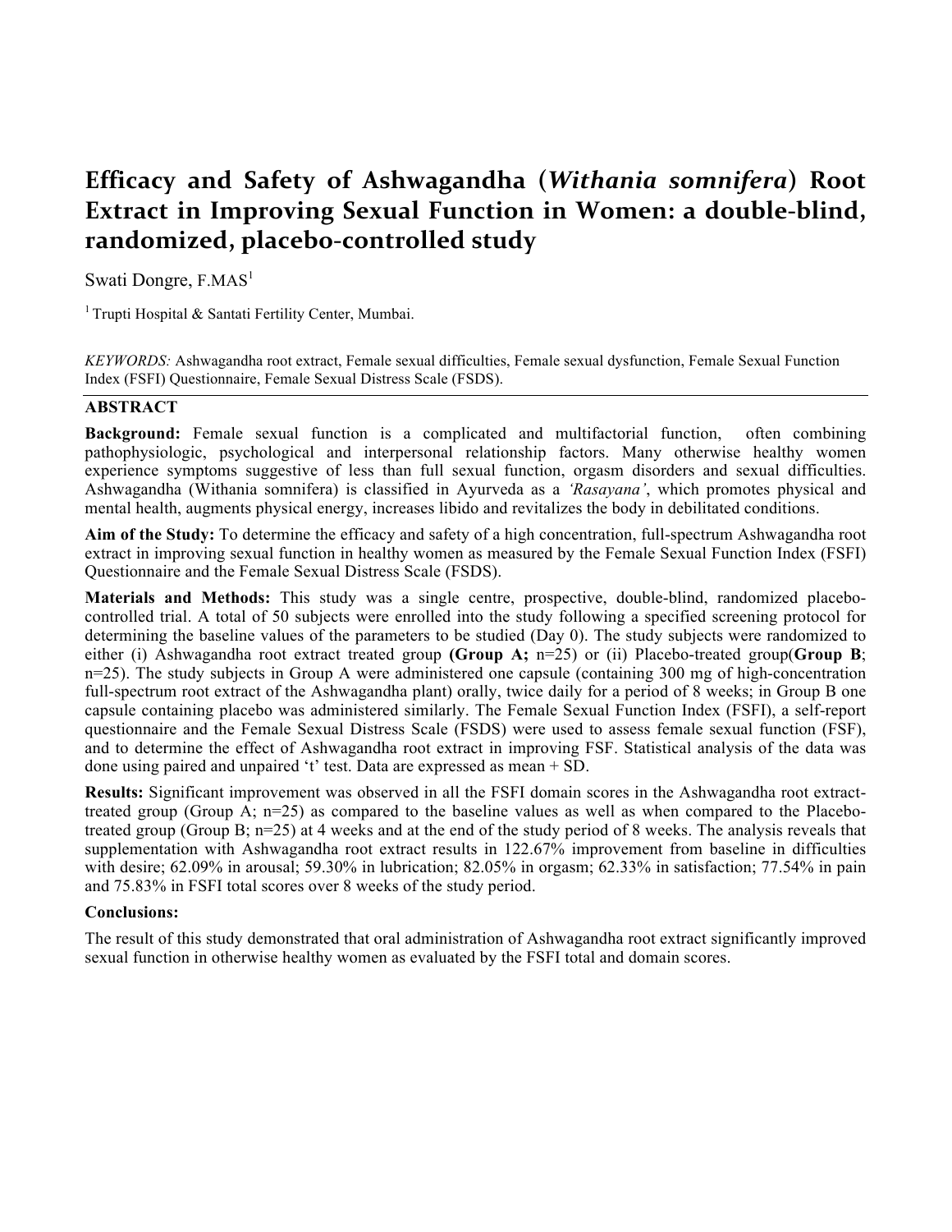# Efficacy and Safety of Ashwagandha (*Withania somnifera*) Root Extract in Improving Sexual Function in Women: a double-blind, randomized, placebo-controlled study

Swati Dongre, F.MAS[1]

[1] Trupti Hospital & Santati Fertility Center, Mumbai.

*KEYWORDS:* Ashwagandha root extract, Female sexual difficulties, Female sexual dysfunction, Female Sexual Function Index (FSFI) Questionnaire, Female Sexual Distress Scale (FSDS).

## ABSTRACT

**Background:** Female sexual function is a complicated and multifactorial function, often combining pathophysiologic, psychological and interpersonal relationship factors. Many otherwise healthy women experience symptoms suggestive of less than full sexual function, orgasm disorders and sexual difficulties. Ashwagandha (Withania somnifera) is classified in Ayurveda as a *'Rasayana'*, which promotes physical and mental health, augments physical energy, increases libido and revitalizes the body in debilitated conditions.

**Aim of the Study:** To determine the efficacy and safety of a high concentration, full-spectrum Ashwagandha root extract in improving sexual function in healthy women as measured by the Female Sexual Function Index (FSFI) Questionnaire and the Female Sexual Distress Scale (FSDS).

**Materials and Methods:** This study was a single centre, prospective, double-blind, randomized placebo-controlled trial. A total of 50 subjects were enrolled into the study following a specified screening protocol for determining the baseline values of the parameters to be studied (Day 0). The study subjects were randomized to either (i) Ashwagandha root extract treated group **(Group A;** n=25) or (ii) Placebo-treated group(**Group B**; n=25). The study subjects in Group A were administered one capsule (containing 300 mg of high-concentration full-spectrum root extract of the Ashwagandha plant) orally, twice daily for a period of 8 weeks; in Group B one capsule containing placebo was administered similarly. The Female Sexual Function Index (FSFI), a self-report questionnaire and the Female Sexual Distress Scale (FSDS) were used to assess female sexual function (FSF), and to determine the effect of Ashwagandha root extract in improving FSF. Statistical analysis of the data was done using paired and unpaired 't' test. Data are expressed as mean + SD.

**Results:** Significant improvement was observed in all the FSFI domain scores in the Ashwagandha root extract-treated group (Group A; n=25) as compared to the baseline values as well as when compared to the Placebo-treated group (Group B; n=25) at 4 weeks and at the end of the study period of 8 weeks. The analysis reveals that supplementation with Ashwagandha root extract results in 122.67% improvement from baseline in difficulties with desire; 62.09% in arousal; 59.30% in lubrication; 82.05% in orgasm; 62.33% in satisfaction; 77.54% in pain and 75.83% in FSFI total scores over 8 weeks of the study period.

**Conclusions:**

The result of this study demonstrated that oral administration of Ashwagandha root extract significantly improved sexual function in otherwise healthy women as evaluated by the FSFI total and domain scores.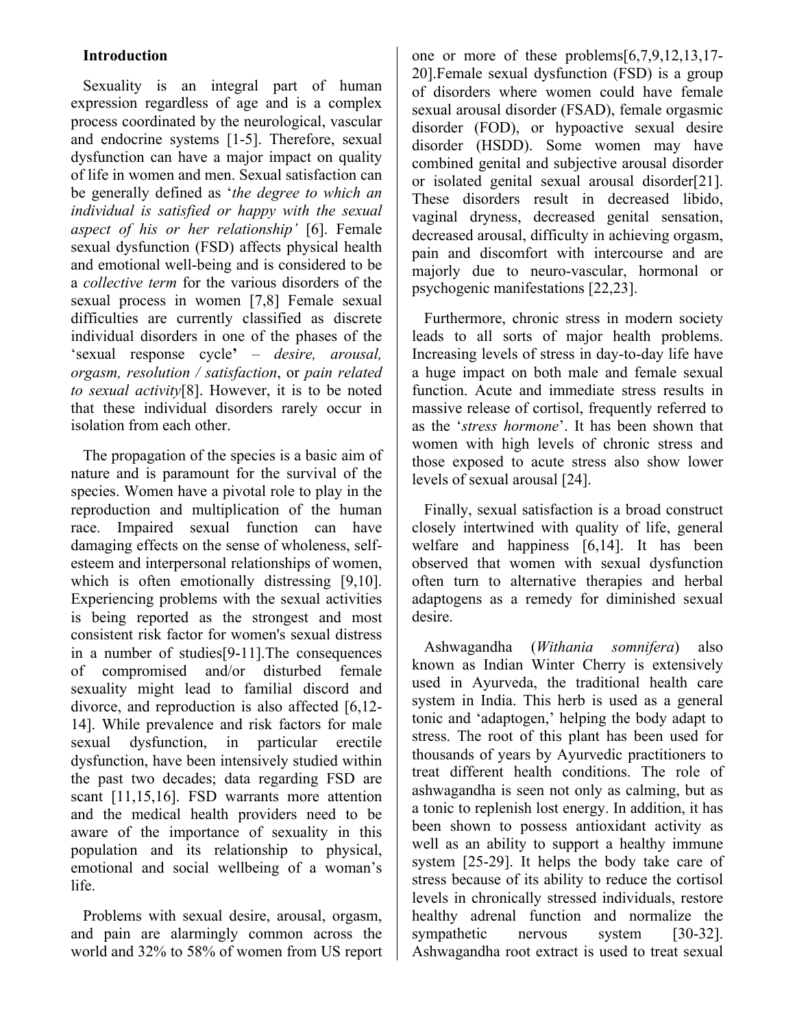## Introduction

Sexuality is an integral part of human expression regardless of age and is a complex process coordinated by the neurological, vascular and endocrine systems [1-5]. Therefore, sexual dysfunction can have a major impact on quality of life in women and men. Sexual satisfaction can be generally defined as '*the degree to which an individual is satisfied or happy with the sexual aspect of his or her relationship'* [6]. Female sexual dysfunction (FSD) affects physical health and emotional well-being and is considered to be a *collective term* for the various disorders of the sexual process in women [7,8] Female sexual difficulties are currently classified as discrete individual disorders in one of the phases of the 'sexual response cycle**'** – *desire, arousal, orgasm, resolution / satisfaction*, or *pain related to sexual activity*[8]. However, it is to be noted that these individual disorders rarely occur in isolation from each other.

The propagation of the species is a basic aim of nature and is paramount for the survival of the species. Women have a pivotal role to play in the reproduction and multiplication of the human race. Impaired sexual function can have damaging effects on the sense of wholeness, self-esteem and interpersonal relationships of women, which is often emotionally distressing [9,10]. Experiencing problems with the sexual activities is being reported as the strongest and most consistent risk factor for women's sexual distress in a number of studies[9-11].The consequences of compromised and/or disturbed female sexuality might lead to familial discord and divorce, and reproduction is also affected [6,12-14]. While prevalence and risk factors for male sexual dysfunction, in particular erectile dysfunction, have been intensively studied within the past two decades; data regarding FSD are scant [11,15,16]. FSD warrants more attention and the medical health providers need to be aware of the importance of sexuality in this population and its relationship to physical, emotional and social wellbeing of a woman's life.

Problems with sexual desire, arousal, orgasm, and pain are alarmingly common across the world and 32% to 58% of women from US report one or more of these problems[6,7,9,12,13,17-20].Female sexual dysfunction (FSD) is a group of disorders where women could have female sexual arousal disorder (FSAD), female orgasmic disorder (FOD), or hypoactive sexual desire disorder (HSDD). Some women may have combined genital and subjective arousal disorder or isolated genital sexual arousal disorder[21]. These disorders result in decreased libido, vaginal dryness, decreased genital sensation, decreased arousal, difficulty in achieving orgasm, pain and discomfort with intercourse and are majorly due to neuro-vascular, hormonal or psychogenic manifestations [22,23].

Furthermore, chronic stress in modern society leads to all sorts of major health problems. Increasing levels of stress in day-to-day life have a huge impact on both male and female sexual function. Acute and immediate stress results in massive release of cortisol, frequently referred to as the '*stress hormone*'. It has been shown that women with high levels of chronic stress and those exposed to acute stress also show lower levels of sexual arousal [24].

Finally, sexual satisfaction is a broad construct closely intertwined with quality of life, general welfare and happiness [6,14]. It has been observed that women with sexual dysfunction often turn to alternative therapies and herbal adaptogens as a remedy for diminished sexual desire.

Ashwagandha (*Withania somnifera*) also known as Indian Winter Cherry is extensively used in Ayurveda, the traditional health care system in India. This herb is used as a general tonic and 'adaptogen,' helping the body adapt to stress. The root of this plant has been used for thousands of years by Ayurvedic practitioners to treat different health conditions. The role of ashwagandha is seen not only as calming, but as a tonic to replenish lost energy. In addition, it has been shown to possess antioxidant activity as well as an ability to support a healthy immune system [25-29]. It helps the body take care of stress because of its ability to reduce the cortisol levels in chronically stressed individuals, restore healthy adrenal function and normalize the sympathetic nervous system [30-32]. Ashwagandha root extract is used to treat sexual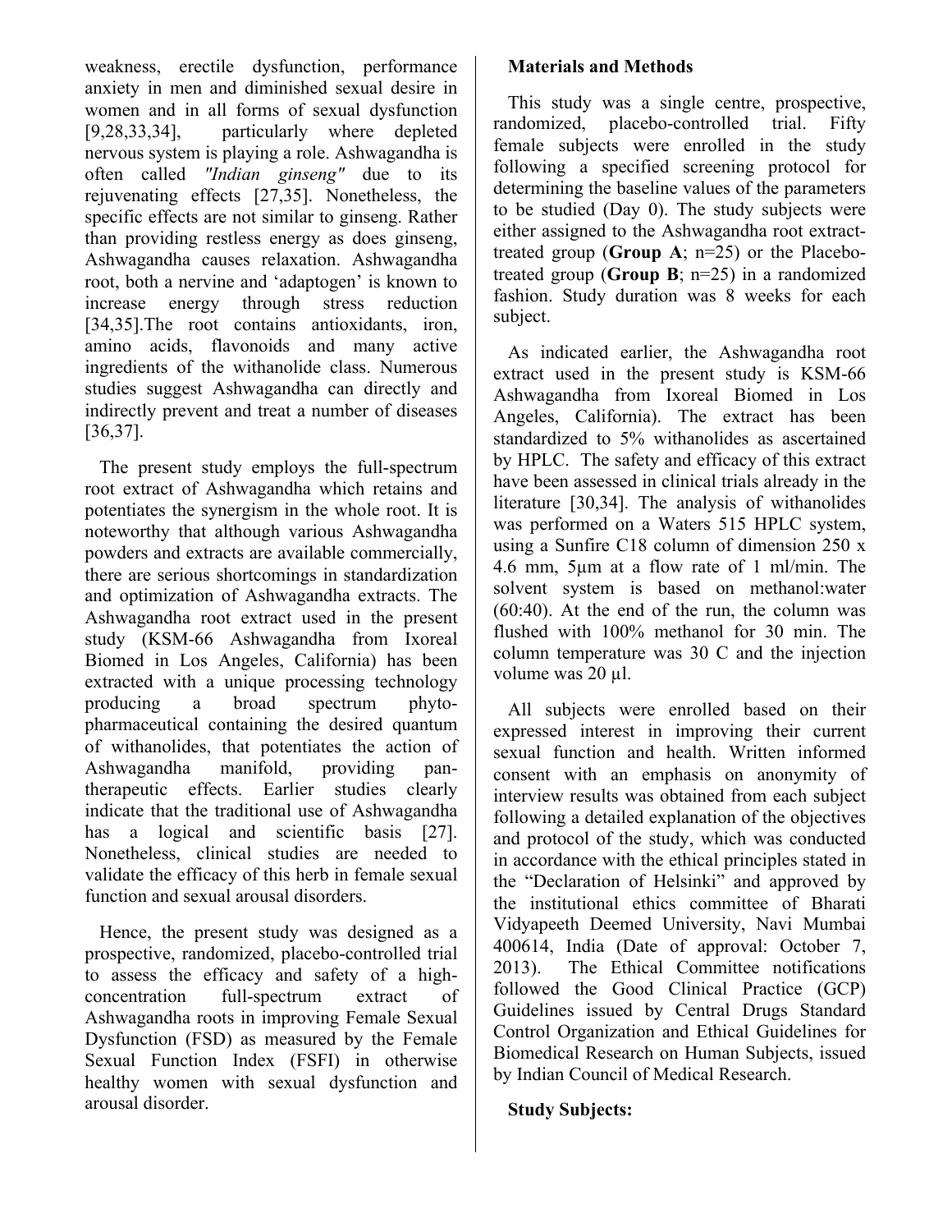weakness, erectile dysfunction, performance anxiety in men and diminished sexual desire in women and in all forms of sexual dysfunction [9,28,33,34], particularly where depleted nervous system is playing a role. Ashwagandha is often called *"Indian ginseng"* due to its rejuvenating effects [27,35]. Nonetheless, the specific effects are not similar to ginseng. Rather than providing restless energy as does ginseng, Ashwagandha causes relaxation. Ashwagandha root, both a nervine and 'adaptogen' is known to increase energy through stress reduction [34,35].The root contains antioxidants, iron, amino acids, flavonoids and many active ingredients of the withanolide class. Numerous studies suggest Ashwagandha can directly and indirectly prevent and treat a number of diseases [36,37].

The present study employs the full-spectrum root extract of Ashwagandha which retains and potentiates the synergism in the whole root. It is noteworthy that although various Ashwagandha powders and extracts are available commercially, there are serious shortcomings in standardization and optimization of Ashwagandha extracts. The Ashwagandha root extract used in the present study (KSM-66 Ashwagandha from Ixoreal Biomed in Los Angeles, California) has been extracted with a unique processing technology producing a broad spectrum phyto-pharmaceutical containing the desired quantum of withanolides, that potentiates the action of Ashwagandha manifold, providing pan-therapeutic effects. Earlier studies clearly indicate that the traditional use of Ashwagandha has a logical and scientific basis [27]. Nonetheless, clinical studies are needed to validate the efficacy of this herb in female sexual function and sexual arousal disorders.

Hence, the present study was designed as a prospective, randomized, placebo-controlled trial to assess the efficacy and safety of a high-concentration full-spectrum extract of Ashwagandha roots in improving Female Sexual Dysfunction (FSD) as measured by the Female Sexual Function Index (FSFI) in otherwise healthy women with sexual dysfunction and arousal disorder.

## Materials and Methods

This study was a single centre, prospective, randomized, placebo-controlled trial. Fifty female subjects were enrolled in the study following a specified screening protocol for determining the baseline values of the parameters to be studied (Day 0). The study subjects were either assigned to the Ashwagandha root extract-treated group (**Group A**; n=25) or the Placebo-treated group (**Group B**; n=25) in a randomized fashion. Study duration was 8 weeks for each subject.

As indicated earlier, the Ashwagandha root extract used in the present study is KSM-66 Ashwagandha from Ixoreal Biomed in Los Angeles, California). The extract has been standardized to 5% withanolides as ascertained by HPLC. The safety and efficacy of this extract have been assessed in clinical trials already in the literature [30,34]. The analysis of withanolides was performed on a Waters 515 HPLC system, using a Sunfire C18 column of dimension 250 x 4.6 mm, 5μm at a flow rate of 1 ml/min. The solvent system is based on methanol:water (60:40). At the end of the run, the column was flushed with 100% methanol for 30 min. The column temperature was 30 C and the injection volume was 20 μl.

All subjects were enrolled based on their expressed interest in improving their current sexual function and health. Written informed consent with an emphasis on anonymity of interview results was obtained from each subject following a detailed explanation of the objectives and protocol of the study, which was conducted in accordance with the ethical principles stated in the "Declaration of Helsinki" and approved by the institutional ethics committee of Bharati Vidyapeeth Deemed University, Navi Mumbai 400614, India (Date of approval: October 7, 2013). The Ethical Committee notifications followed the Good Clinical Practice (GCP) Guidelines issued by Central Drugs Standard Control Organization and Ethical Guidelines for Biomedical Research on Human Subjects, issued by Indian Council of Medical Research.

### Study Subjects: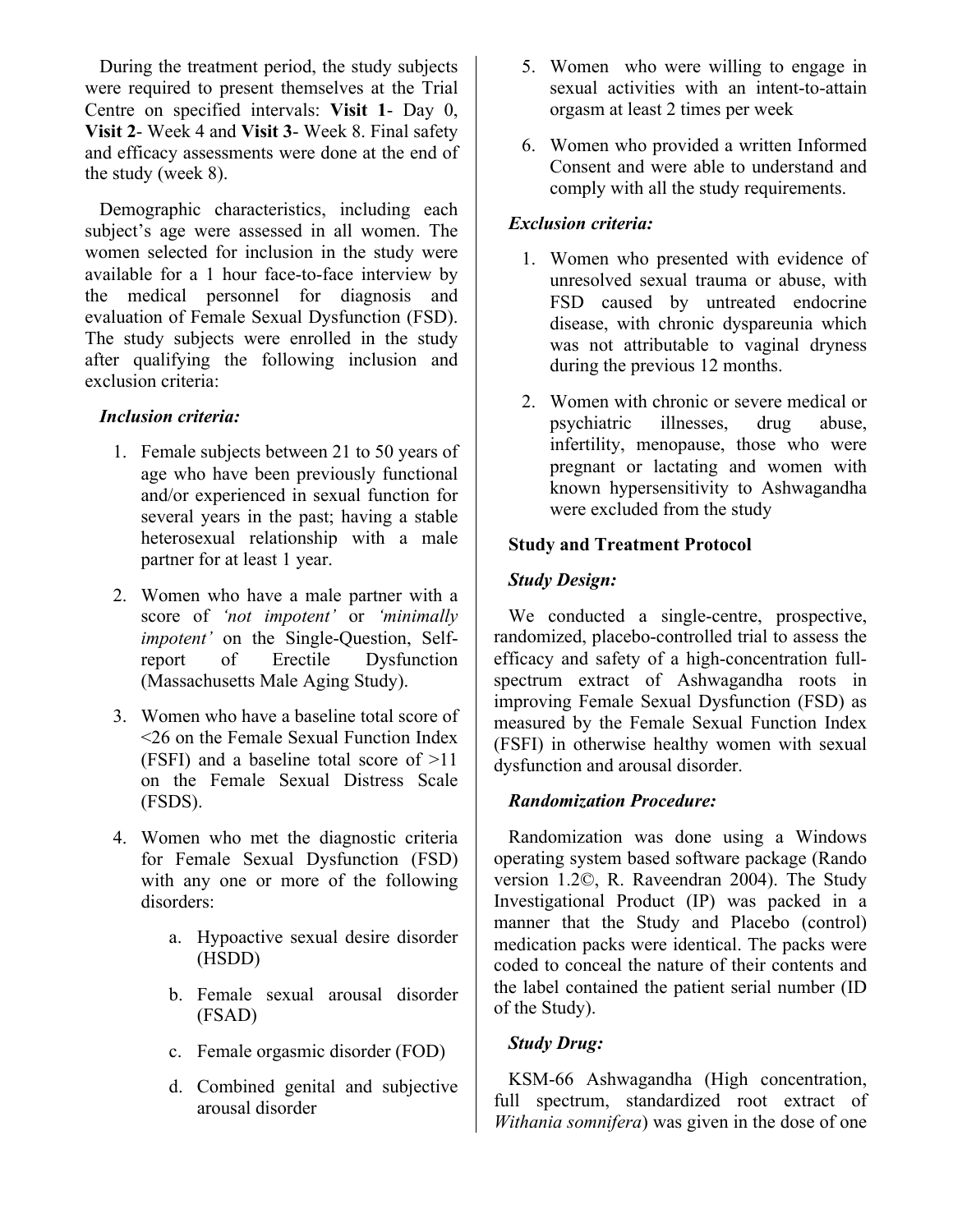During the treatment period, the study subjects were required to present themselves at the Trial Centre on specified intervals: **Visit 1**- Day 0, **Visit 2**- Week 4 and **Visit 3**- Week 8. Final safety and efficacy assessments were done at the end of the study (week 8).

Demographic characteristics, including each subject's age were assessed in all women. The women selected for inclusion in the study were available for a 1 hour face-to-face interview by the medical personnel for diagnosis and evaluation of Female Sexual Dysfunction (FSD). The study subjects were enrolled in the study after qualifying the following inclusion and exclusion criteria:

***Inclusion criteria:***

1. Female subjects between 21 to 50 years of age who have been previously functional and/or experienced in sexual function for several years in the past; having a stable heterosexual relationship with a male partner for at least 1 year.
2. Women who have a male partner with a score of *'not impotent'* or *'minimally impotent'* on the Single-Question, Self-report of Erectile Dysfunction (Massachusetts Male Aging Study).
3. Women who have a baseline total score of <26 on the Female Sexual Function Index (FSFI) and a baseline total score of >11 on the Female Sexual Distress Scale (FSDS).
4. Women who met the diagnostic criteria for Female Sexual Dysfunction (FSD) with any one or more of the following disorders:
    a. Hypoactive sexual desire disorder (HSDD)
    b. Female sexual arousal disorder (FSAD)
    c. Female orgasmic disorder (FOD)
    d. Combined genital and subjective arousal disorder
5. Women who were willing to engage in sexual activities with an intent-to-attain orgasm at least 2 times per week
6. Women who provided a written Informed Consent and were able to understand and comply with all the study requirements.

***Exclusion criteria:***

1. Women who presented with evidence of unresolved sexual trauma or abuse, with FSD caused by untreated endocrine disease, with chronic dyspareunia which was not attributable to vaginal dryness during the previous 12 months.
2. Women with chronic or severe medical or psychiatric illnesses, drug abuse, infertility, menopause, those who were pregnant or lactating and women with known hypersensitivity to Ashwagandha were excluded from the study

**Study and Treatment Protocol**

***Study Design:***

We conducted a single-centre, prospective, randomized, placebo-controlled trial to assess the efficacy and safety of a high-concentration full-spectrum extract of Ashwagandha roots in improving Female Sexual Dysfunction (FSD) as measured by the Female Sexual Function Index (FSFI) in otherwise healthy women with sexual dysfunction and arousal disorder.

***Randomization Procedure:***

Randomization was done using a Windows operating system based software package (Rando version 1.2©, R. Raveendran 2004). The Study Investigational Product (IP) was packed in a manner that the Study and Placebo (control) medication packs were identical. The packs were coded to conceal the nature of their contents and the label contained the patient serial number (ID of the Study).

***Study Drug:***

KSM-66 Ashwagandha (High concentration, full spectrum, standardized root extract of *Withania somnifera*) was given in the dose of one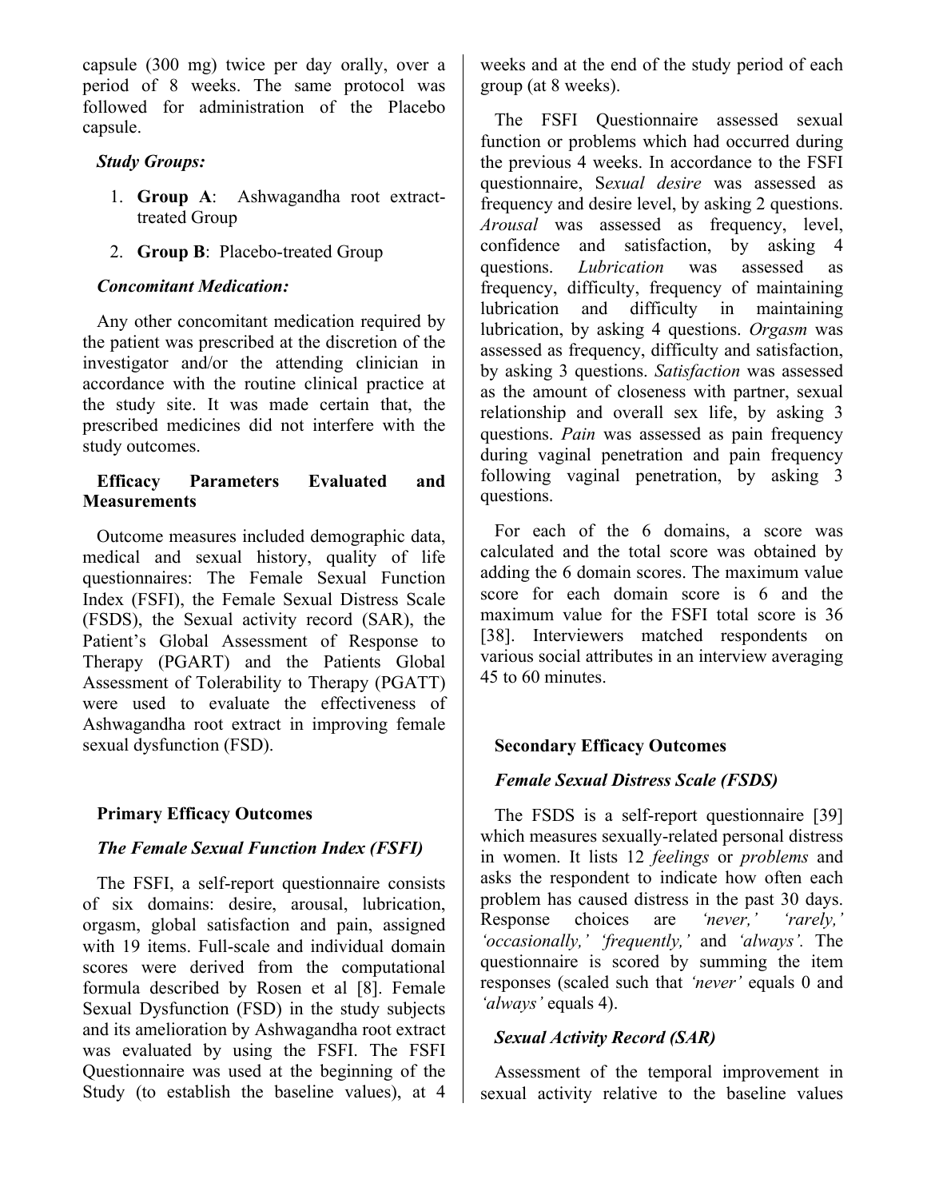capsule (300 mg) twice per day orally, over a period of 8 weeks. The same protocol was followed for administration of the Placebo capsule.

***Study Groups:***

1. **Group A**: Ashwagandha root extract-treated Group
2. **Group B**: Placebo-treated Group

***Concomitant Medication:***

Any other concomitant medication required by the patient was prescribed at the discretion of the investigator and/or the attending clinician in accordance with the routine clinical practice at the study site. It was made certain that, the prescribed medicines did not interfere with the study outcomes.

**Efficacy Parameters Evaluated and Measurements**

Outcome measures included demographic data, medical and sexual history, quality of life questionnaires: The Female Sexual Function Index (FSFI), the Female Sexual Distress Scale (FSDS), the Sexual activity record (SAR), the Patient's Global Assessment of Response to Therapy (PGART) and the Patients Global Assessment of Tolerability to Therapy (PGATT) were used to evaluate the effectiveness of Ashwagandha root extract in improving female sexual dysfunction (FSD).

**Primary Efficacy Outcomes**

***The Female Sexual Function Index (FSFI)***

The FSFI, a self-report questionnaire consists of six domains: desire, arousal, lubrication, orgasm, global satisfaction and pain, assigned with 19 items. Full-scale and individual domain scores were derived from the computational formula described by Rosen et al [8]. Female Sexual Dysfunction (FSD) in the study subjects and its amelioration by Ashwagandha root extract was evaluated by using the FSFI. The FSFI Questionnaire was used at the beginning of the Study (to establish the baseline values), at 4 weeks and at the end of the study period of each group (at 8 weeks).

The FSFI Questionnaire assessed sexual function or problems which had occurred during the previous 4 weeks. In accordance to the FSFI questionnaire, S*exual desire* was assessed as frequency and desire level, by asking 2 questions. *Arousal* was assessed as frequency, level, confidence and satisfaction, by asking 4 questions. *Lubrication* was assessed as frequency, difficulty, frequency of maintaining lubrication and difficulty in maintaining lubrication, by asking 4 questions. *Orgasm* was assessed as frequency, difficulty and satisfaction, by asking 3 questions. *Satisfaction* was assessed as the amount of closeness with partner, sexual relationship and overall sex life, by asking 3 questions. *Pain* was assessed as pain frequency during vaginal penetration and pain frequency following vaginal penetration, by asking 3 questions.

For each of the 6 domains, a score was calculated and the total score was obtained by adding the 6 domain scores. The maximum value score for each domain score is 6 and the maximum value for the FSFI total score is 36 [38]. Interviewers matched respondents on various social attributes in an interview averaging 45 to 60 minutes.

**Secondary Efficacy Outcomes**

***Female Sexual Distress Scale (FSDS)***

The FSDS is a self-report questionnaire [39] which measures sexually-related personal distress in women. It lists 12 *feelings* or *problems* and asks the respondent to indicate how often each problem has caused distress in the past 30 days. Response choices are *'never,' 'rarely,' 'occasionally,' 'frequently,'* and *'always'.* The questionnaire is scored by summing the item responses (scaled such that *'never'* equals 0 and *'always'* equals 4).

***Sexual Activity Record (SAR)***

Assessment of the temporal improvement in sexual activity relative to the baseline values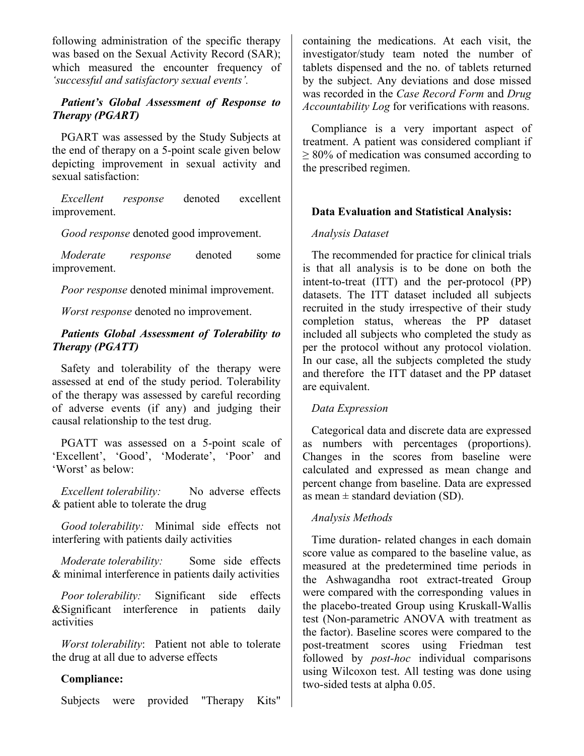following administration of the specific therapy was based on the Sexual Activity Record (SAR); which measured the encounter frequency of *'successful and satisfactory sexual events'*.

***Patient's Global Assessment of Response to Therapy (PGART)***

PGART was assessed by the Study Subjects at the end of therapy on a 5-point scale given below depicting improvement in sexual activity and sexual satisfaction:

*Excellent response* denoted excellent improvement.

*Good response* denoted good improvement.

*Moderate response* denoted some improvement.

*Poor response* denoted minimal improvement.

*Worst response* denoted no improvement.

***Patients Global Assessment of Tolerability to Therapy (PGATT)***

Safety and tolerability of the therapy were assessed at end of the study period. Tolerability of the therapy was assessed by careful recording of adverse events (if any) and judging their causal relationship to the test drug.

PGATT was assessed on a 5-point scale of 'Excellent', 'Good', 'Moderate', 'Poor' and 'Worst' as below:

*Excellent tolerability:* No adverse effects & patient able to tolerate the drug

*Good tolerability:* Minimal side effects not interfering with patients daily activities

*Moderate tolerability:* Some side effects & minimal interference in patients daily activities

*Poor tolerability:* Significant side effects &Significant interference in patients daily activities

*Worst tolerability*: Patient not able to tolerate the drug at all due to adverse effects

**Compliance:**

Subjects were provided "Therapy Kits" containing the medications. At each visit, the investigator/study team noted the number of tablets dispensed and the no. of tablets returned by the subject. Any deviations and dose missed was recorded in the *Case Record Form* and *Drug Accountability Log* for verifications with reasons.

Compliance is a very important aspect of treatment. A patient was considered compliant if ≥ 80% of medication was consumed according to the prescribed regimen.

**Data Evaluation and Statistical Analysis:**

*Analysis Dataset*

The recommended for practice for clinical trials is that all analysis is to be done on both the intent-to-treat (ITT) and the per-protocol (PP) datasets. The ITT dataset included all subjects recruited in the study irrespective of their study completion status, whereas the PP dataset included all subjects who completed the study as per the protocol without any protocol violation. In our case, all the subjects completed the study and therefore the ITT dataset and the PP dataset are equivalent.

*Data Expression*

Categorical data and discrete data are expressed as numbers with percentages (proportions). Changes in the scores from baseline were calculated and expressed as mean change and percent change from baseline. Data are expressed as mean ± standard deviation (SD).

*Analysis Methods*

Time duration- related changes in each domain score value as compared to the baseline value, as measured at the predetermined time periods in the Ashwagandha root extract-treated Group were compared with the corresponding values in the placebo-treated Group using Kruskall-Wallis test (Non-parametric ANOVA with treatment as the factor). Baseline scores were compared to the post-treatment scores using Friedman test followed by *post-hoc* individual comparisons using Wilcoxon test. All testing was done using two-sided tests at alpha 0.05.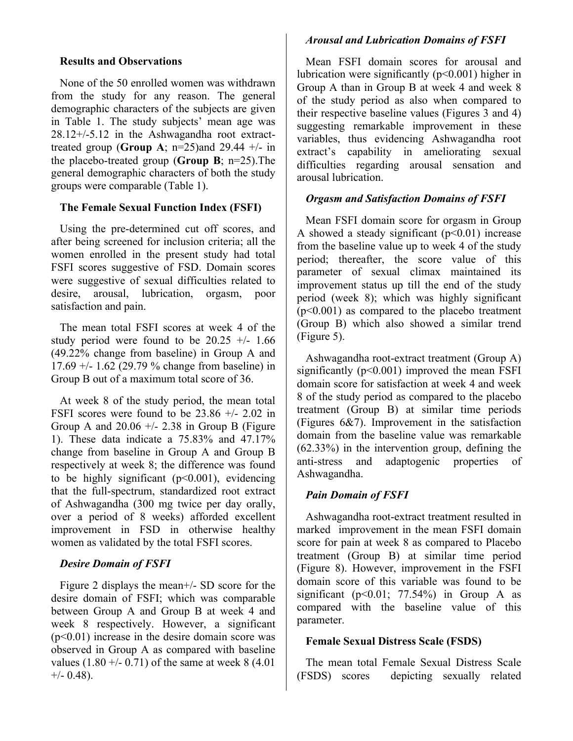## Results and Observations

None of the 50 enrolled women was withdrawn from the study for any reason. The general demographic characters of the subjects are given in Table 1. The study subjects' mean age was 28.12+/-5.12 in the Ashwagandha root extract-treated group (**Group A**; n=25)and 29.44 +/- in the placebo-treated group (**Group B**; n=25).The general demographic characters of both the study groups were comparable (Table 1).

## The Female Sexual Function Index (FSFI)

Using the pre-determined cut off scores, and after being screened for inclusion criteria; all the women enrolled in the present study had total FSFI scores suggestive of FSD. Domain scores were suggestive of sexual difficulties related to desire, arousal, lubrication, orgasm, poor satisfaction and pain.

The mean total FSFI scores at week 4 of the study period were found to be 20.25 +/- 1.66 (49.22% change from baseline) in Group A and 17.69 +/- 1.62 (29.79 % change from baseline) in Group B out of a maximum total score of 36.

At week 8 of the study period, the mean total FSFI scores were found to be 23.86 +/- 2.02 in Group A and 20.06 +/- 2.38 in Group B (Figure 1). These data indicate a 75.83% and 47.17% change from baseline in Group A and Group B respectively at week 8; the difference was found to be highly significant ($p<0.001$), evidencing that the full-spectrum, standardized root extract of Ashwagandha (300 mg twice per day orally, over a period of 8 weeks) afforded excellent improvement in FSD in otherwise healthy women as validated by the total FSFI scores.

### *Desire Domain of FSFI*

Figure 2 displays the mean+/- SD score for the desire domain of FSFI; which was comparable between Group A and Group B at week 4 and week 8 respectively. However, a significant ($p<0.01$) increase in the desire domain score was observed in Group A as compared with baseline values (1.80 +/- 0.71) of the same at week 8 (4.01 +/- 0.48).

### *Arousal and Lubrication Domains of FSFI*

Mean FSFI domain scores for arousal and lubrication were significantly ($p<0.001$) higher in Group A than in Group B at week 4 and week 8 of the study period as also when compared to their respective baseline values (Figures 3 and 4) suggesting remarkable improvement in these variables, thus evidencing Ashwagandha root extract's capability in ameliorating sexual difficulties regarding arousal sensation and arousal lubrication.

### *Orgasm and Satisfaction Domains of FSFI*

Mean FSFI domain score for orgasm in Group A showed a steady significant ($p<0.01$) increase from the baseline value up to week 4 of the study period; thereafter, the score value of this parameter of sexual climax maintained its improvement status up till the end of the study period (week 8); which was highly significant ($p<0.001$) as compared to the placebo treatment (Group B) which also showed a similar trend (Figure 5).

Ashwagandha root-extract treatment (Group A) significantly ($p<0.001$) improved the mean FSFI domain score for satisfaction at week 4 and week 8 of the study period as compared to the placebo treatment (Group B) at similar time periods (Figures 6&7). Improvement in the satisfaction domain from the baseline value was remarkable (62.33%) in the intervention group, defining the anti-stress and adaptogenic properties of Ashwagandha.

### *Pain Domain of FSFI*

Ashwagandha root-extract treatment resulted in marked improvement in the mean FSFI domain score for pain at week 8 as compared to Placebo treatment (Group B) at similar time period (Figure 8). However, improvement in the FSFI domain score of this variable was found to be significant ($p<0.01$; 77.54%) in Group A as compared with the baseline value of this parameter.

## Female Sexual Distress Scale (FSDS)

The mean total Female Sexual Distress Scale (FSDS) scores depicting sexually related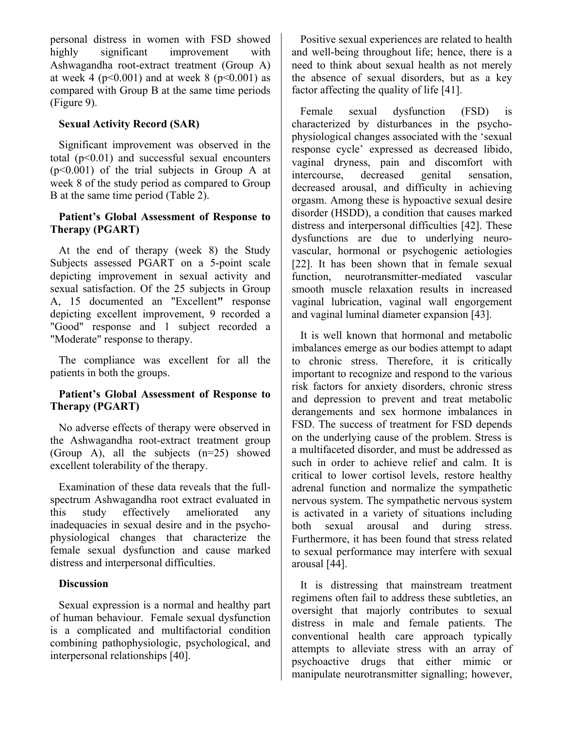personal distress in women with FSD showed highly significant improvement with Ashwagandha root-extract treatment (Group A) at week 4 ($p<0.001$) and at week 8 ($p<0.001$) as compared with Group B at the same time periods (Figure 9).

**Sexual Activity Record (SAR)**

Significant improvement was observed in the total ($p<0.01$) and successful sexual encounters ($p<0.001$) of the trial subjects in Group A at week 8 of the study period as compared to Group B at the same time period (Table 2).

**Patient's Global Assessment of Response to Therapy (PGART)**

At the end of therapy (week 8) the Study Subjects assessed PGART on a 5-point scale depicting improvement in sexual activity and sexual satisfaction. Of the 25 subjects in Group A, 15 documented an "Excellent" response depicting excellent improvement, 9 recorded a "Good" response and 1 subject recorded a "Moderate" response to therapy.

The compliance was excellent for all the patients in both the groups.

**Patient's Global Assessment of Response to Therapy (PGART)**

No adverse effects of therapy were observed in the Ashwagandha root-extract treatment group (Group A), all the subjects (n=25) showed excellent tolerability of the therapy.

Examination of these data reveals that the full-spectrum Ashwagandha root extract evaluated in this study effectively ameliorated any inadequacies in sexual desire and in the psycho-physiological changes that characterize the female sexual dysfunction and cause marked distress and interpersonal difficulties.

## Discussion

Sexual expression is a normal and healthy part of human behaviour. Female sexual dysfunction is a complicated and multifactorial condition combining pathophysiologic, psychological, and interpersonal relationships [40].

Positive sexual experiences are related to health and well-being throughout life; hence, there is a need to think about sexual health as not merely the absence of sexual disorders, but as a key factor affecting the quality of life [41].

Female sexual dysfunction (FSD) is characterized by disturbances in the psycho-physiological changes associated with the 'sexual response cycle' expressed as decreased libido, vaginal dryness, pain and discomfort with intercourse, decreased genital sensation, decreased arousal, and difficulty in achieving orgasm. Among these is hypoactive sexual desire disorder (HSDD), a condition that causes marked distress and interpersonal difficulties [42]. These dysfunctions are due to underlying neuro-vascular, hormonal or psychogenic aetiologies [22]. It has been shown that in female sexual function, neurotransmitter-mediated vascular smooth muscle relaxation results in increased vaginal lubrication, vaginal wall engorgement and vaginal luminal diameter expansion [43].

It is well known that hormonal and metabolic imbalances emerge as our bodies attempt to adapt to chronic stress. Therefore, it is critically important to recognize and respond to the various risk factors for anxiety disorders, chronic stress and depression to prevent and treat metabolic derangements and sex hormone imbalances in FSD. The success of treatment for FSD depends on the underlying cause of the problem. Stress is a multifaceted disorder, and must be addressed as such in order to achieve relief and calm. It is critical to lower cortisol levels, restore healthy adrenal function and normalize the sympathetic nervous system. The sympathetic nervous system is activated in a variety of situations including both sexual arousal and during stress. Furthermore, it has been found that stress related to sexual performance may interfere with sexual arousal [44].

It is distressing that mainstream treatment regimens often fail to address these subtleties, an oversight that majorly contributes to sexual distress in male and female patients. The conventional health care approach typically attempts to alleviate stress with an array of psychoactive drugs that either mimic or manipulate neurotransmitter signalling; however,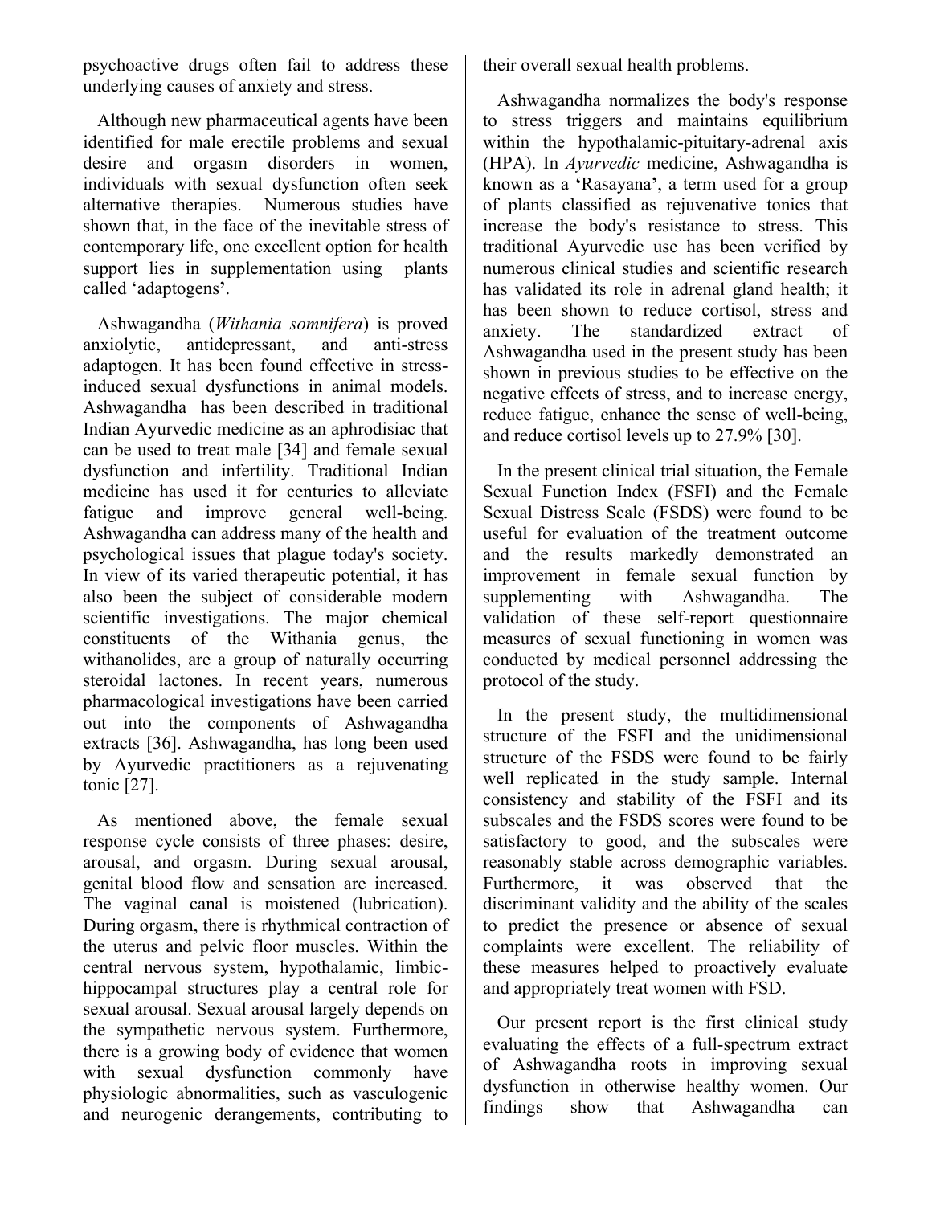psychoactive drugs often fail to address these underlying causes of anxiety and stress.

Although new pharmaceutical agents have been identified for male erectile problems and sexual desire and orgasm disorders in women, individuals with sexual dysfunction often seek alternative therapies. Numerous studies have shown that, in the face of the inevitable stress of contemporary life, one excellent option for health support lies in supplementation using plants called 'adaptogens'.

Ashwagandha (*Withania somnifera*) is proved anxiolytic, antidepressant, and anti-stress adaptogen. It has been found effective in stress-induced sexual dysfunctions in animal models. Ashwagandha has been described in traditional Indian Ayurvedic medicine as an aphrodisiac that can be used to treat male [34] and female sexual dysfunction and infertility. Traditional Indian medicine has used it for centuries to alleviate fatigue and improve general well-being. Ashwagandha can address many of the health and psychological issues that plague today's society. In view of its varied therapeutic potential, it has also been the subject of considerable modern scientific investigations. The major chemical constituents of the Withania genus, the withanolides, are a group of naturally occurring steroidal lactones. In recent years, numerous pharmacological investigations have been carried out into the components of Ashwagandha extracts [36]. Ashwagandha, has long been used by Ayurvedic practitioners as a rejuvenating tonic [27].

As mentioned above, the female sexual response cycle consists of three phases: desire, arousal, and orgasm. During sexual arousal, genital blood flow and sensation are increased. The vaginal canal is moistened (lubrication). During orgasm, there is rhythmical contraction of the uterus and pelvic floor muscles. Within the central nervous system, hypothalamic, limbic-hippocampal structures play a central role for sexual arousal. Sexual arousal largely depends on the sympathetic nervous system. Furthermore, there is a growing body of evidence that women with sexual dysfunction commonly have physiologic abnormalities, such as vasculogenic and neurogenic derangements, contributing to their overall sexual health problems.

Ashwagandha normalizes the body's response to stress triggers and maintains equilibrium within the hypothalamic-pituitary-adrenal axis (HPA). In *Ayurvedic* medicine, Ashwagandha is known as a **'**Rasayana**'**, a term used for a group of plants classified as rejuvenative tonics that increase the body's resistance to stress. This traditional Ayurvedic use has been verified by numerous clinical studies and scientific research has validated its role in adrenal gland health; it has been shown to reduce cortisol, stress and anxiety. The standardized extract of Ashwagandha used in the present study has been shown in previous studies to be effective on the negative effects of stress, and to increase energy, reduce fatigue, enhance the sense of well-being, and reduce cortisol levels up to 27.9% [30].

In the present clinical trial situation, the Female Sexual Function Index (FSFI) and the Female Sexual Distress Scale (FSDS) were found to be useful for evaluation of the treatment outcome and the results markedly demonstrated an improvement in female sexual function by supplementing with Ashwagandha. The validation of these self-report questionnaire measures of sexual functioning in women was conducted by medical personnel addressing the protocol of the study.

In the present study, the multidimensional structure of the FSFI and the unidimensional structure of the FSDS were found to be fairly well replicated in the study sample. Internal consistency and stability of the FSFI and its subscales and the FSDS scores were found to be satisfactory to good, and the subscales were reasonably stable across demographic variables. Furthermore, it was observed that the discriminant validity and the ability of the scales to predict the presence or absence of sexual complaints were excellent. The reliability of these measures helped to proactively evaluate and appropriately treat women with FSD.

Our present report is the first clinical study evaluating the effects of a full-spectrum extract of Ashwagandha roots in improving sexual dysfunction in otherwise healthy women. Our findings show that Ashwagandha can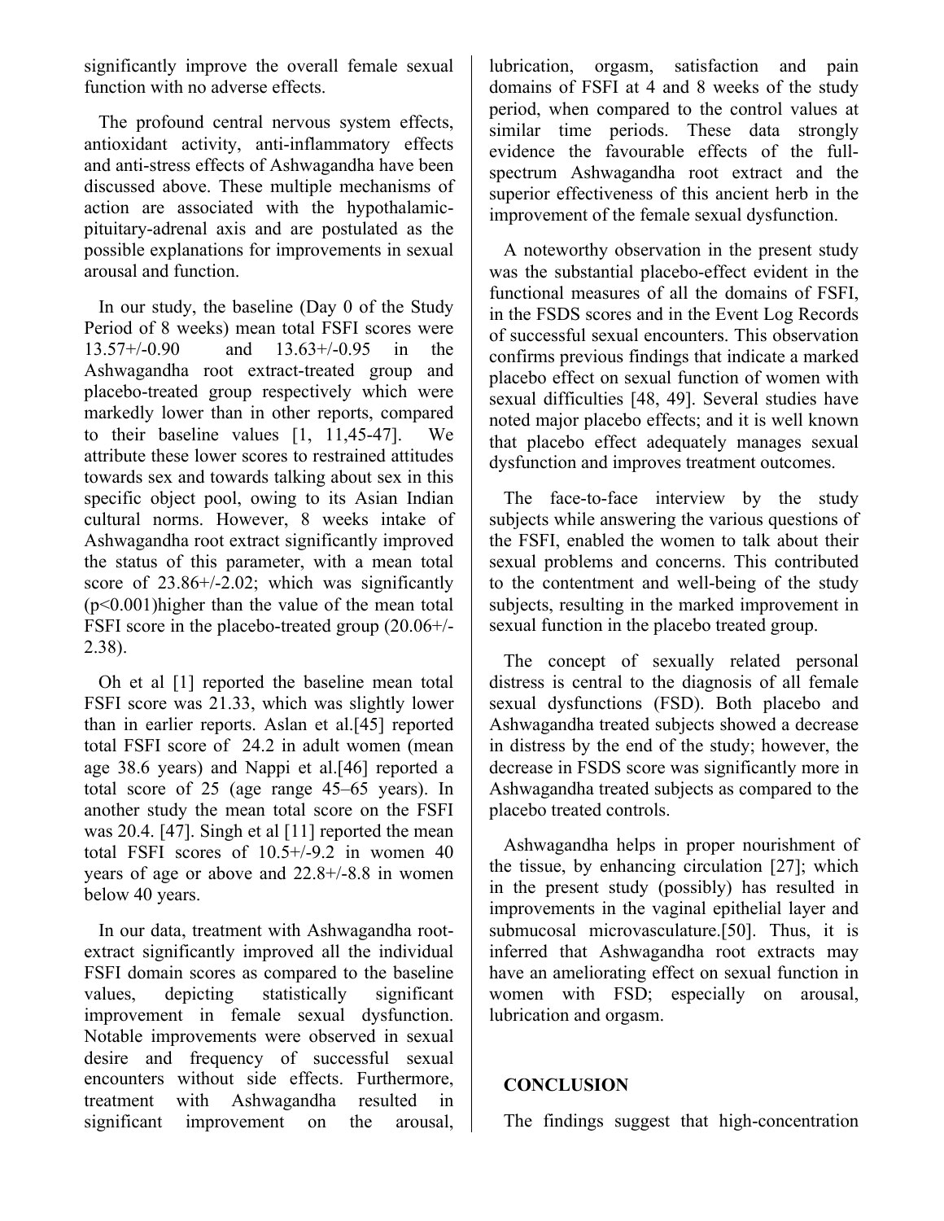significantly improve the overall female sexual function with no adverse effects.

The profound central nervous system effects, antioxidant activity, anti-inflammatory effects and anti-stress effects of Ashwagandha have been discussed above. These multiple mechanisms of action are associated with the hypothalamic-pituitary-adrenal axis and are postulated as the possible explanations for improvements in sexual arousal and function.

In our study, the baseline (Day 0 of the Study Period of 8 weeks) mean total FSFI scores were 13.57+/-0.90 and 13.63+/-0.95 in the Ashwagandha root extract-treated group and placebo-treated group respectively which were markedly lower than in other reports, compared to their baseline values [1, 11,45-47]. We attribute these lower scores to restrained attitudes towards sex and towards talking about sex in this specific object pool, owing to its Asian Indian cultural norms. However, 8 weeks intake of Ashwagandha root extract significantly improved the status of this parameter, with a mean total score of 23.86+/-2.02; which was significantly ($p<0.001$)higher than the value of the mean total FSFI score in the placebo-treated group (20.06+/-2.38).

Oh et al [1] reported the baseline mean total FSFI score was 21.33, which was slightly lower than in earlier reports. Aslan et al.[45] reported total FSFI score of 24.2 in adult women (mean age 38.6 years) and Nappi et al.[46] reported a total score of 25 (age range 45–65 years). In another study the mean total score on the FSFI was 20.4. [47]. Singh et al [11] reported the mean total FSFI scores of 10.5+/-9.2 in women 40 years of age or above and 22.8+/-8.8 in women below 40 years.

In our data, treatment with Ashwagandha root-extract significantly improved all the individual FSFI domain scores as compared to the baseline values, depicting statistically significant improvement in female sexual dysfunction. Notable improvements were observed in sexual desire and frequency of successful sexual encounters without side effects. Furthermore, treatment with Ashwagandha resulted in significant improvement on the arousal, lubrication, orgasm, satisfaction and pain domains of FSFI at 4 and 8 weeks of the study period, when compared to the control values at similar time periods. These data strongly evidence the favourable effects of the full-spectrum Ashwagandha root extract and the superior effectiveness of this ancient herb in the improvement of the female sexual dysfunction.

A noteworthy observation in the present study was the substantial placebo-effect evident in the functional measures of all the domains of FSFI, in the FSDS scores and in the Event Log Records of successful sexual encounters. This observation confirms previous findings that indicate a marked placebo effect on sexual function of women with sexual difficulties [48, 49]. Several studies have noted major placebo effects; and it is well known that placebo effect adequately manages sexual dysfunction and improves treatment outcomes.

The face-to-face interview by the study subjects while answering the various questions of the FSFI, enabled the women to talk about their sexual problems and concerns. This contributed to the contentment and well-being of the study subjects, resulting in the marked improvement in sexual function in the placebo treated group.

The concept of sexually related personal distress is central to the diagnosis of all female sexual dysfunctions (FSD). Both placebo and Ashwagandha treated subjects showed a decrease in distress by the end of the study; however, the decrease in FSDS score was significantly more in Ashwagandha treated subjects as compared to the placebo treated controls.

Ashwagandha helps in proper nourishment of the tissue, by enhancing circulation [27]; which in the present study (possibly) has resulted in improvements in the vaginal epithelial layer and submucosal microvasculature.[50]. Thus, it is inferred that Ashwagandha root extracts may have an ameliorating effect on sexual function in women with FSD; especially on arousal, lubrication and orgasm.

## CONCLUSION

The findings suggest that high-concentration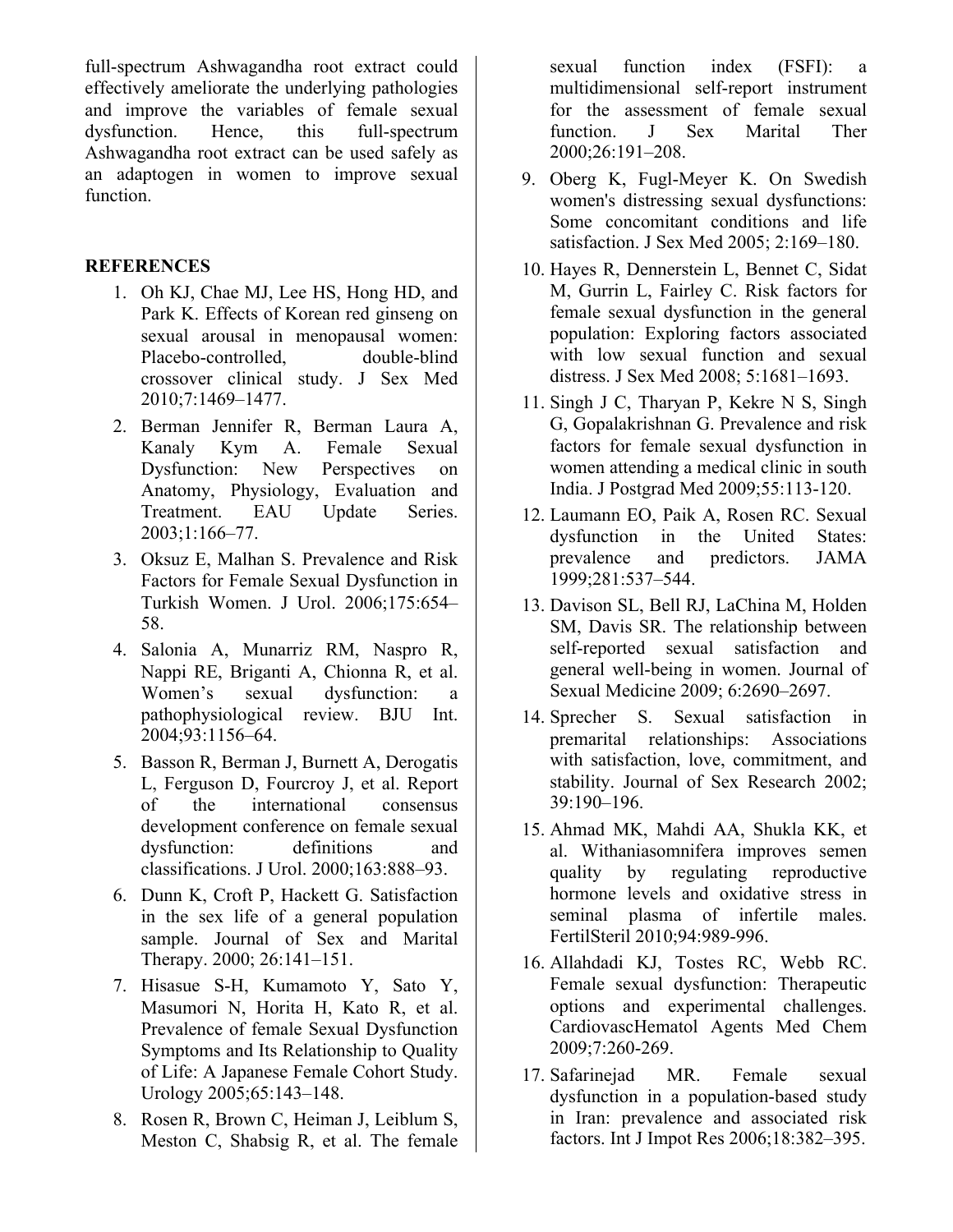full-spectrum Ashwagandha root extract could effectively ameliorate the underlying pathologies and improve the variables of female sexual dysfunction. Hence, this full-spectrum Ashwagandha root extract can be used safely as an adaptogen in women to improve sexual function.

## REFERENCES

1. Oh KJ, Chae MJ, Lee HS, Hong HD, and Park K. Effects of Korean red ginseng on sexual arousal in menopausal women: Placebo-controlled, double-blind crossover clinical study. J Sex Med 2010;7:1469–1477.
2. Berman Jennifer R, Berman Laura A, Kanaly Kym A. Female Sexual Dysfunction: New Perspectives on Anatomy, Physiology, Evaluation and Treatment. EAU Update Series. 2003;1:166–77.
3. Oksuz E, Malhan S. Prevalence and Risk Factors for Female Sexual Dysfunction in Turkish Women. J Urol. 2006;175:654–58.
4. Salonia A, Munarriz RM, Naspro R, Nappi RE, Briganti A, Chionna R, et al. Women's sexual dysfunction: a pathophysiological review. BJU Int. 2004;93:1156–64.
5. Basson R, Berman J, Burnett A, Derogatis L, Ferguson D, Fourcroy J, et al. Report of the international consensus development conference on female sexual dysfunction: definitions and classifications. J Urol. 2000;163:888–93.
6. Dunn K, Croft P, Hackett G. Satisfaction in the sex life of a general population sample. Journal of Sex and Marital Therapy. 2000; 26:141–151.
7. Hisasue S-H, Kumamoto Y, Sato Y, Masumori N, Horita H, Kato R, et al. Prevalence of female Sexual Dysfunction Symptoms and Its Relationship to Quality of Life: A Japanese Female Cohort Study. Urology 2005;65:143–148.
8. Rosen R, Brown C, Heiman J, Leiblum S, Meston C, Shabsig R, et al. The female sexual function index (FSFI): a multidimensional self-report instrument for the assessment of female sexual function. J Sex Marital Ther 2000;26:191–208.
9. Oberg K, Fugl-Meyer K. On Swedish women's distressing sexual dysfunctions: Some concomitant conditions and life satisfaction. J Sex Med 2005; 2:169–180.
10. Hayes R, Dennerstein L, Bennet C, Sidat M, Gurrin L, Fairley C. Risk factors for female sexual dysfunction in the general population: Exploring factors associated with low sexual function and sexual distress. J Sex Med 2008; 5:1681–1693.
11. Singh J C, Tharyan P, Kekre N S, Singh G, Gopalakrishnan G. Prevalence and risk factors for female sexual dysfunction in women attending a medical clinic in south India. J Postgrad Med 2009;55:113-120.
12. Laumann EO, Paik A, Rosen RC. Sexual dysfunction in the United States: prevalence and predictors. JAMA 1999;281:537–544.
13. Davison SL, Bell RJ, LaChina M, Holden SM, Davis SR. The relationship between self-reported sexual satisfaction and general well-being in women. Journal of Sexual Medicine 2009; 6:2690–2697.
14. Sprecher S. Sexual satisfaction in premarital relationships: Associations with satisfaction, love, commitment, and stability. Journal of Sex Research 2002; 39:190–196.
15. Ahmad MK, Mahdi AA, Shukla KK, et al. Withaniasomnifera improves semen quality by regulating reproductive hormone levels and oxidative stress in seminal plasma of infertile males. FertilSteril 2010;94:989-996.
16. Allahdadi KJ, Tostes RC, Webb RC. Female sexual dysfunction: Therapeutic options and experimental challenges. CardiovascHematol Agents Med Chem 2009;7:260-269.
17. Safarinejad MR. Female sexual dysfunction in a population-based study in Iran: prevalence and associated risk factors. Int J Impot Res 2006;18:382–395.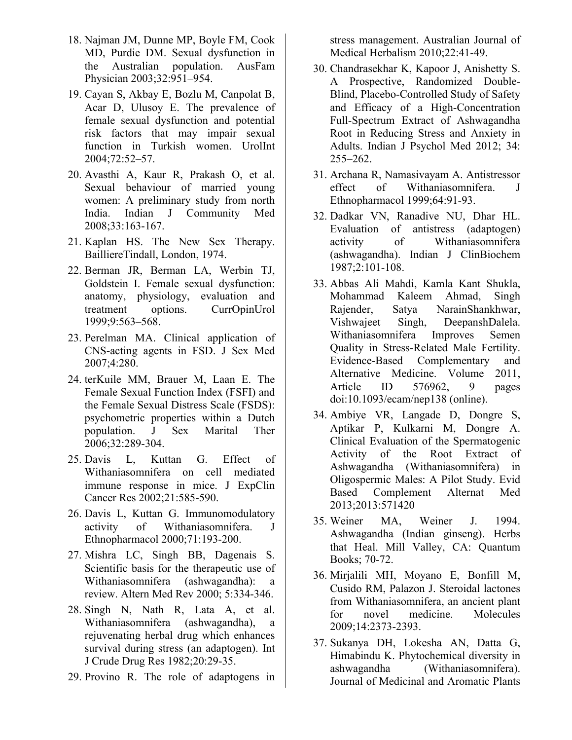18. Najman JM, Dunne MP, Boyle FM, Cook MD, Purdie DM. Sexual dysfunction in the Australian population. AusFam Physician 2003;32:951–954.
19. Cayan S, Akbay E, Bozlu M, Canpolat B, Acar D, Ulusoy E. The prevalence of female sexual dysfunction and potential risk factors that may impair sexual function in Turkish women. UrolInt 2004;72:52–57.
20. Avasthi A, Kaur R, Prakash O, et al. Sexual behaviour of married young women: A preliminary study from north India. Indian J Community Med 2008;33:163-167.
21. Kaplan HS. The New Sex Therapy. BailliereTindall, London, 1974.
22. Berman JR, Berman LA, Werbin TJ, Goldstein I. Female sexual dysfunction: anatomy, physiology, evaluation and treatment options. CurrOpinUrol 1999;9:563–568.
23. Perelman MA. Clinical application of CNS-acting agents in FSD. J Sex Med 2007;4:280.
24. terKuile MM, Brauer M, Laan E. The Female Sexual Function Index (FSFI) and the Female Sexual Distress Scale (FSDS): psychometric properties within a Dutch population. J Sex Marital Ther 2006;32:289-304.
25. Davis L, Kuttan G. Effect of Withaniasomnifera on cell mediated immune response in mice. J ExpClin Cancer Res 2002;21:585-590.
26. Davis L, Kuttan G. Immunomodulatory activity of Withaniasomnifera. J Ethnopharmacol 2000;71:193-200.
27. Mishra LC, Singh BB, Dagenais S. Scientific basis for the therapeutic use of Withaniasomnifera (ashwagandha): a review. Altern Med Rev 2000; 5:334-346.
28. Singh N, Nath R, Lata A, et al. Withaniasomnifera (ashwagandha), a rejuvenating herbal drug which enhances survival during stress (an adaptogen). Int J Crude Drug Res 1982;20:29-35.
29. Provino R. The role of adaptogens in stress management. Australian Journal of Medical Herbalism 2010;22:41-49.
30. Chandrasekhar K, Kapoor J, Anishetty S. A Prospective, Randomized Double-Blind, Placebo-Controlled Study of Safety and Efficacy of a High-Concentration Full-Spectrum Extract of Ashwagandha Root in Reducing Stress and Anxiety in Adults. Indian J Psychol Med 2012; 34: 255–262.
31. Archana R, Namasivayam A. Antistressor effect of Withaniasomnifera. J Ethnopharmacol 1999;64:91-93.
32. Dadkar VN, Ranadive NU, Dhar HL. Evaluation of antistress (adaptogen) activity of Withaniasomnifera (ashwagandha). Indian J ClinBiochem 1987;2:101-108.
33. Abbas Ali Mahdi, Kamla Kant Shukla, Mohammad Kaleem Ahmad, Singh Rajender, Satya NarainShankhwar, Vishwajeet Singh, DeepanshDalela. Withaniasomnifera Improves Semen Quality in Stress-Related Male Fertility. Evidence-Based Complementary and Alternative Medicine. Volume 2011, Article ID 576962, 9 pages doi:10.1093/ecam/nep138 (online).
34. Ambiye VR, Langade D, Dongre S, Aptikar P, Kulkarni M, Dongre A. Clinical Evaluation of the Spermatogenic Activity of the Root Extract of Ashwagandha (Withaniasomnifera) in Oligospermic Males: A Pilot Study. Evid Based Complement Alternat Med 2013;2013:571420
35. Weiner MA, Weiner J. 1994. Ashwagandha (Indian ginseng). Herbs that Heal. Mill Valley, CA: Quantum Books; 70-72.
36. Mirjalili MH, Moyano E, Bonfill M, Cusido RM, Palazon J. Steroidal lactones from Withaniasomnifera, an ancient plant for novel medicine. Molecules 2009;14:2373-2393.
37. Sukanya DH, Lokesha AN, Datta G, Himabindu K. Phytochemical diversity in ashwagandha (Withaniasomnifera). Journal of Medicinal and Aromatic Plants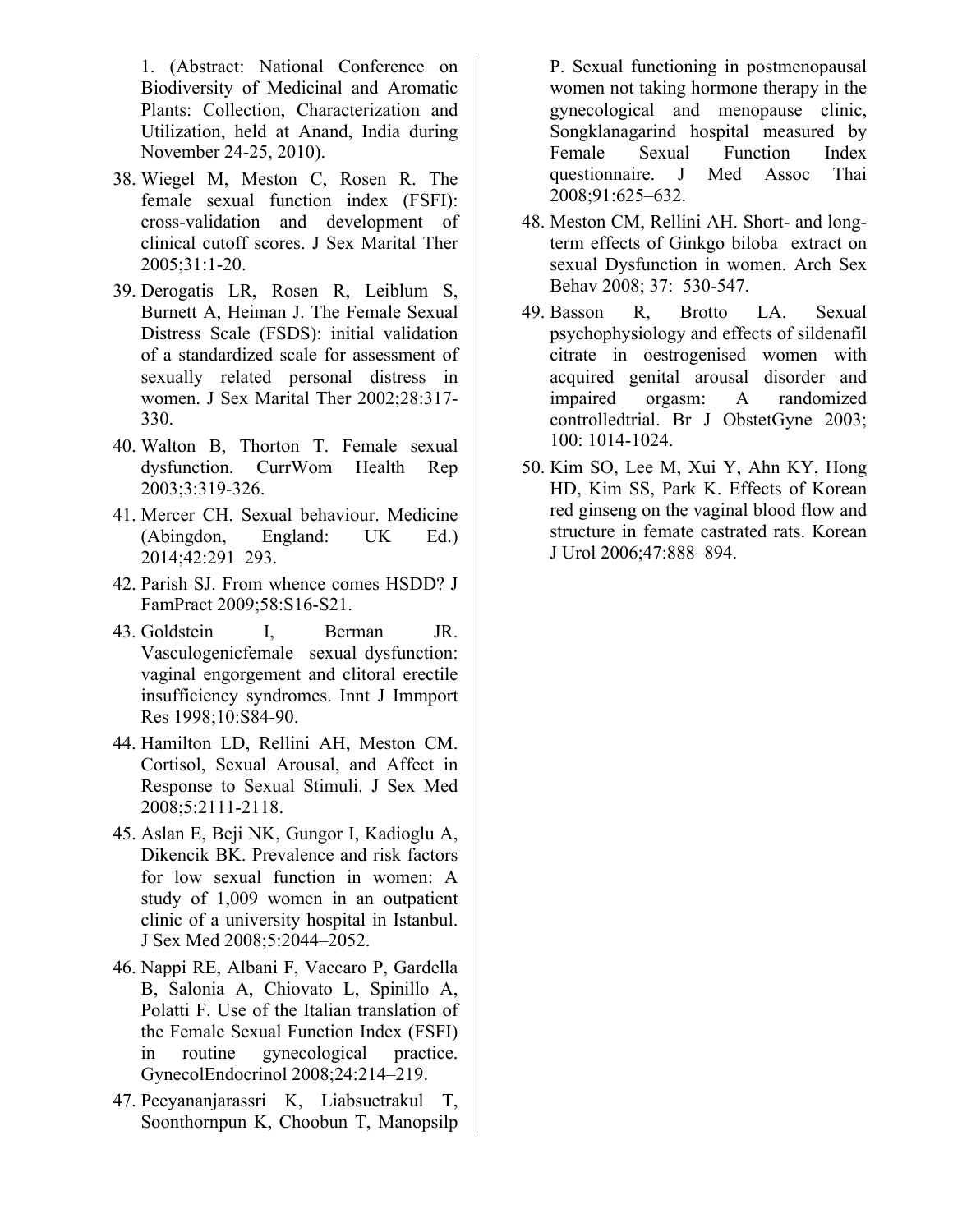1. (Abstract: National Conference on Biodiversity of Medicinal and Aromatic Plants: Collection, Characterization and Utilization, held at Anand, India during November 24-25, 2010).

38. Wiegel M, Meston C, Rosen R. The female sexual function index (FSFI): cross-validation and development of clinical cutoff scores. J Sex Marital Ther 2005;31:1-20.
39. Derogatis LR, Rosen R, Leiblum S, Burnett A, Heiman J. The Female Sexual Distress Scale (FSDS): initial validation of a standardized scale for assessment of sexually related personal distress in women. J Sex Marital Ther 2002;28:317-330.
40. Walton B, Thorton T. Female sexual dysfunction. CurrWom Health Rep 2003;3:319-326.
41. Mercer CH. Sexual behaviour. Medicine (Abingdon, England: UK Ed.) 2014;42:291–293.
42. Parish SJ. From whence comes HSDD? J FamPract 2009;58:S16-S21.
43. Goldstein I, Berman JR. Vasculogenicfemale sexual dysfunction: vaginal engorgement and clitoral erectile insufficiency syndromes. Innt J Immport Res 1998;10:S84-90.
44. Hamilton LD, Rellini AH, Meston CM. Cortisol, Sexual Arousal, and Affect in Response to Sexual Stimuli. J Sex Med 2008;5:2111-2118.
45. Aslan E, Beji NK, Gungor I, Kadioglu A, Dikencik BK. Prevalence and risk factors for low sexual function in women: A study of 1,009 women in an outpatient clinic of a university hospital in Istanbul. J Sex Med 2008;5:2044–2052.
46. Nappi RE, Albani F, Vaccaro P, Gardella B, Salonia A, Chiovato L, Spinillo A, Polatti F. Use of the Italian translation of the Female Sexual Function Index (FSFI) in routine gynecological practice. GynecolEndocrinol 2008;24:214–219.
47. Peeyananjarassri K, Liabsuetrakul T, Soonthornpun K, Choobun T, Manopsilp P. Sexual functioning in postmenopausal women not taking hormone therapy in the gynecological and menopause clinic, Songklanagarind hospital measured by Female Sexual Function Index questionnaire. J Med Assoc Thai 2008;91:625–632.
48. Meston CM, Rellini AH. Short- and long-term effects of Ginkgo biloba extract on sexual Dysfunction in women. Arch Sex Behav 2008; 37: 530-547.
49. Basson R, Brotto LA. Sexual psychophysiology and effects of sildenafil citrate in oestrogenised women with acquired genital arousal disorder and impaired orgasm: A randomized controlledtrial. Br J ObstetGyne 2003; 100: 1014-1024.
50. Kim SO, Lee M, Xui Y, Ahn KY, Hong HD, Kim SS, Park K. Effects of Korean red ginseng on the vaginal blood flow and structure in femate castrated rats. Korean J Urol 2006;47:888–894.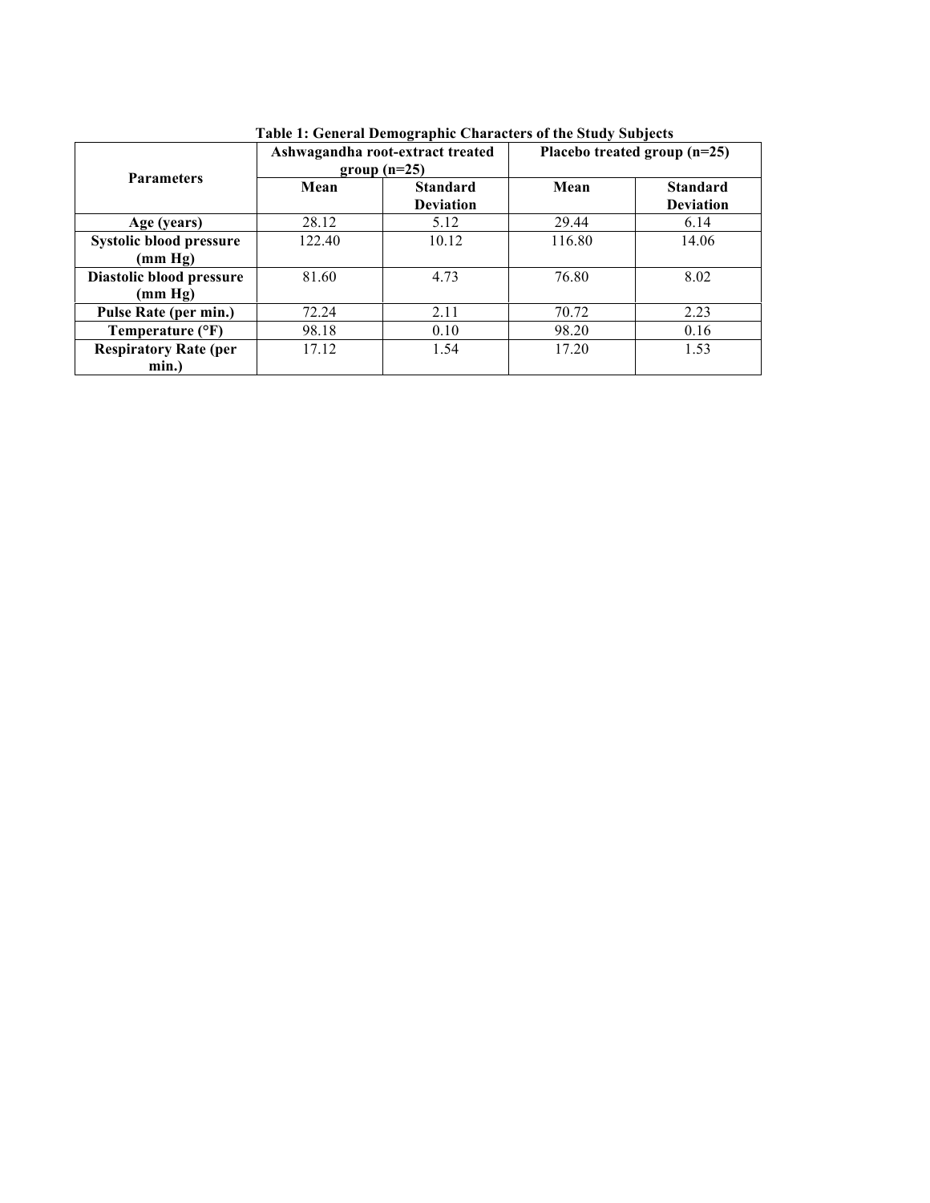**Table 1: General Demographic Characters of the Study Subjects**

| Parameters | Ashwagandha root-extract treated group (n=25) | | Placebo treated group (n=25) | |
|---|---|---|---|---|
| | Mean | Standard Deviation | Mean | Standard Deviation |
| **Age (years)** | 28.12 | 5.12 | 29.44 | 6.14 |
| **Systolic blood pressure (mm Hg)** | 122.40 | 10.12 | 116.80 | 14.06 |
| **Diastolic blood pressure (mm Hg)** | 81.60 | 4.73 | 76.80 | 8.02 |
| **Pulse Rate (per min.)** | 72.24 | 2.11 | 70.72 | 2.23 |
| **Temperature (°F)** | 98.18 | 0.10 | 98.20 | 0.16 |
| **Respiratory Rate (per min.)** | 17.12 | 1.54 | 17.20 | 1.53 |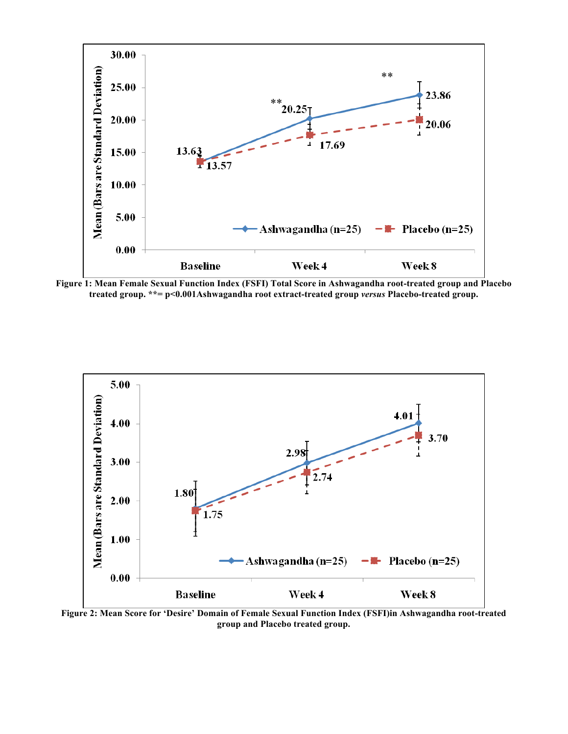**Figure 1: Mean Female Sexual Function Index (FSFI) Total Score in Ashwagandha root-treated group and Placebo treated group. **= p<0.001Ashwagandha root extract-treated group *versus* Placebo-treated group.**

**Figure 2: Mean Score for 'Desire' Domain of Female Sexual Function Index (FSFI)in Ashwagandha root-treated group and Placebo treated group.**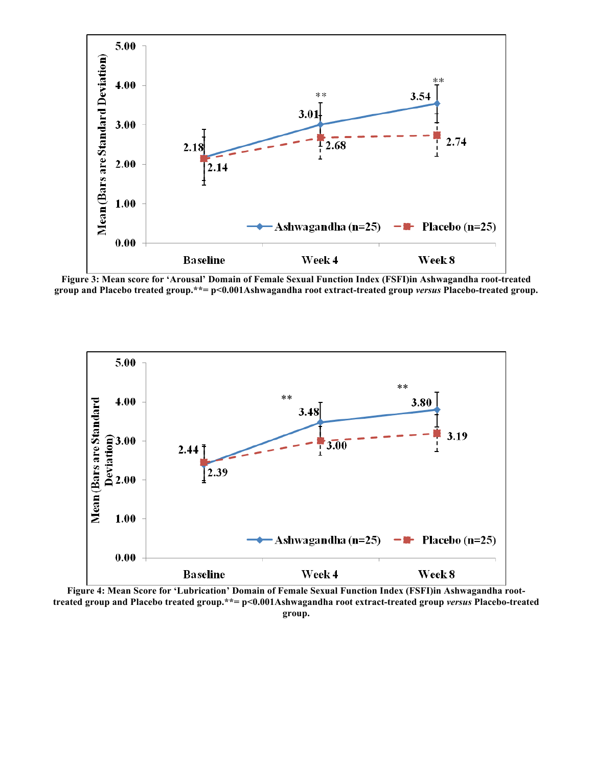Figure 3: Mean score for 'Arousal' Domain of Female Sexual Function Index (FSFI)in Ashwagandha root-treated group and Placebo treated group.**= p<0.001Ashwagandha root extract-treated group *versus* Placebo-treated group.

Figure 4: Mean Score for 'Lubrication' Domain of Female Sexual Function Index (FSFI)in Ashwagandha root-treated group and Placebo treated group.**= p<0.001Ashwagandha root extract-treated group *versus* Placebo-treated group.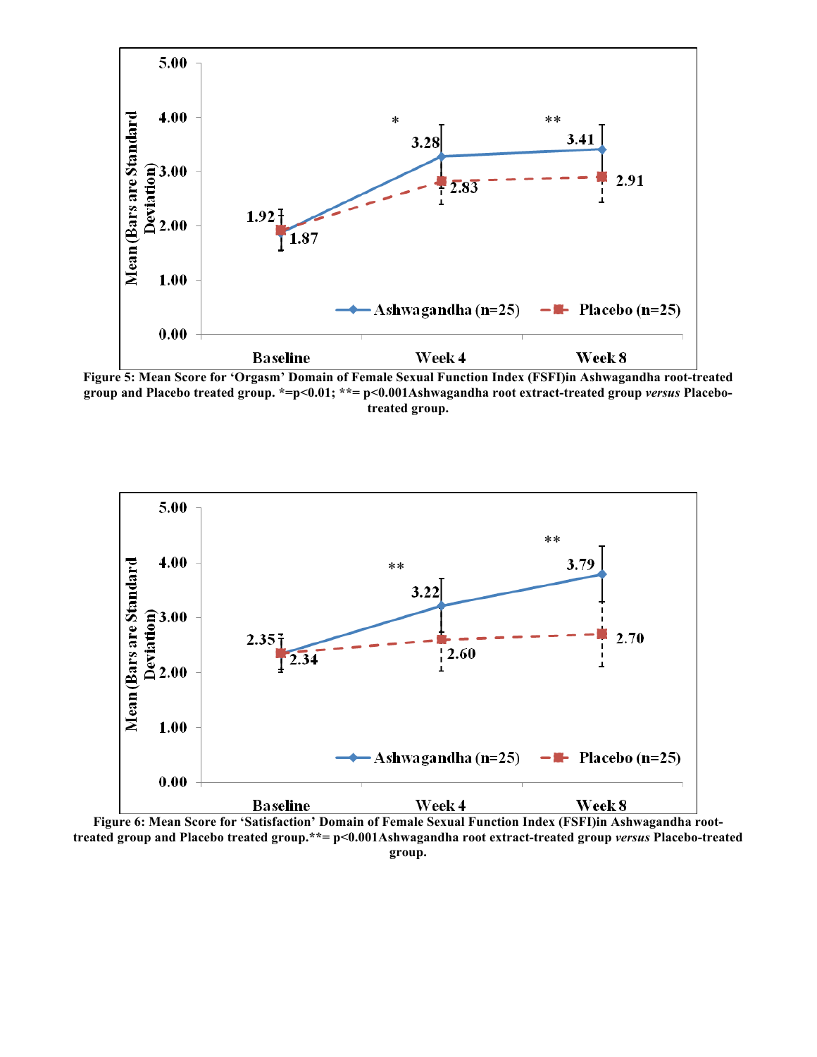Figure 5: Mean Score for 'Orgasm' Domain of Female Sexual Function Index (FSFI)in Ashwagandha root-treated group and Placebo treated group. *=p<0.01; **= p<0.001Ashwagandha root extract-treated group *versus* Placebo-treated group.

Figure 6: Mean Score for 'Satisfaction' Domain of Female Sexual Function Index (FSFI)in Ashwagandha root-treated group and Placebo treated group.**= p<0.001Ashwagandha root extract-treated group *versus* Placebo-treated group.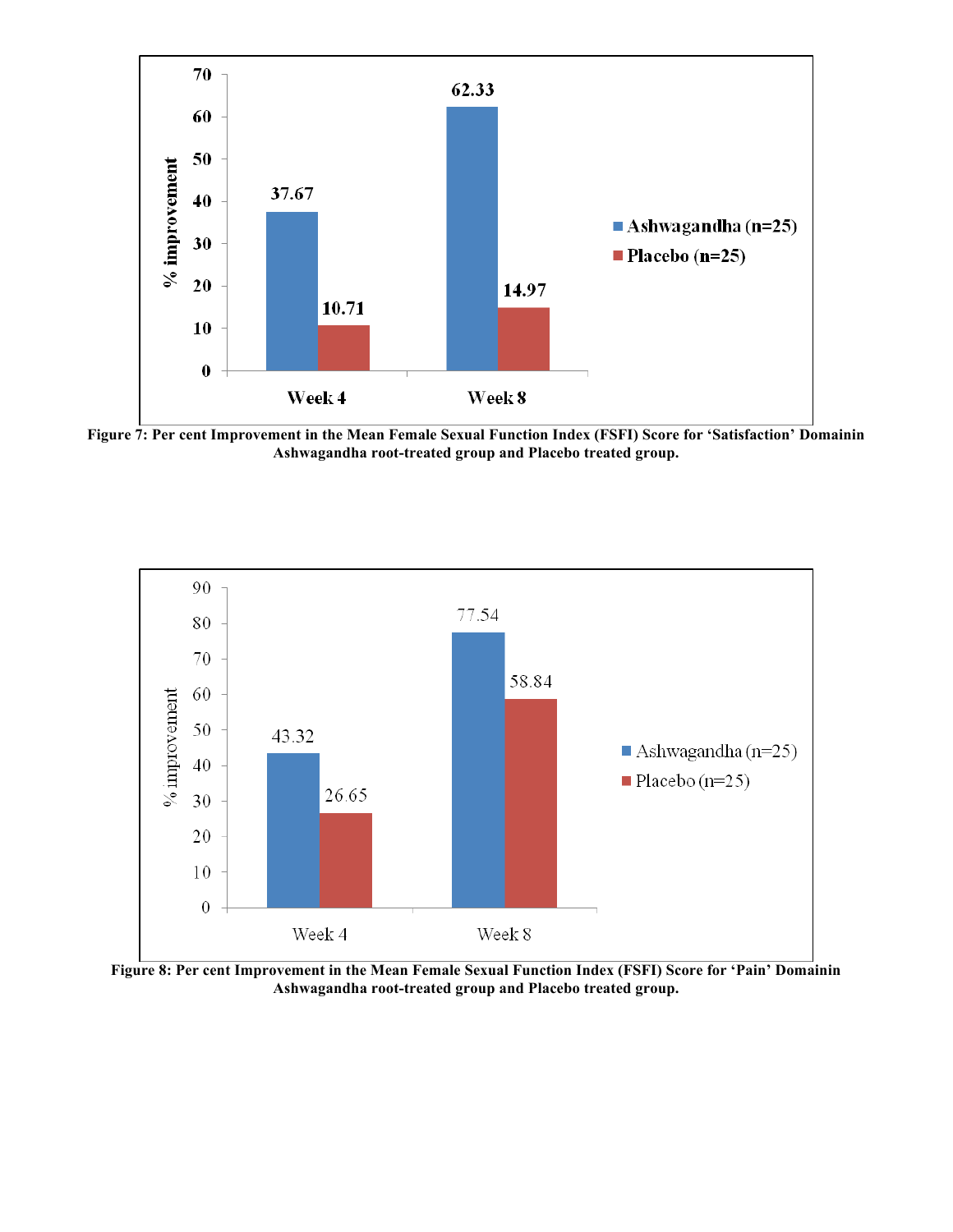**Figure 7: Per cent Improvement in the Mean Female Sexual Function Index (FSFI) Score for 'Satisfaction' Domainin Ashwagandha root-treated group and Placebo treated group.**

**Figure 8: Per cent Improvement in the Mean Female Sexual Function Index (FSFI) Score for 'Pain' Domainin Ashwagandha root-treated group and Placebo treated group.**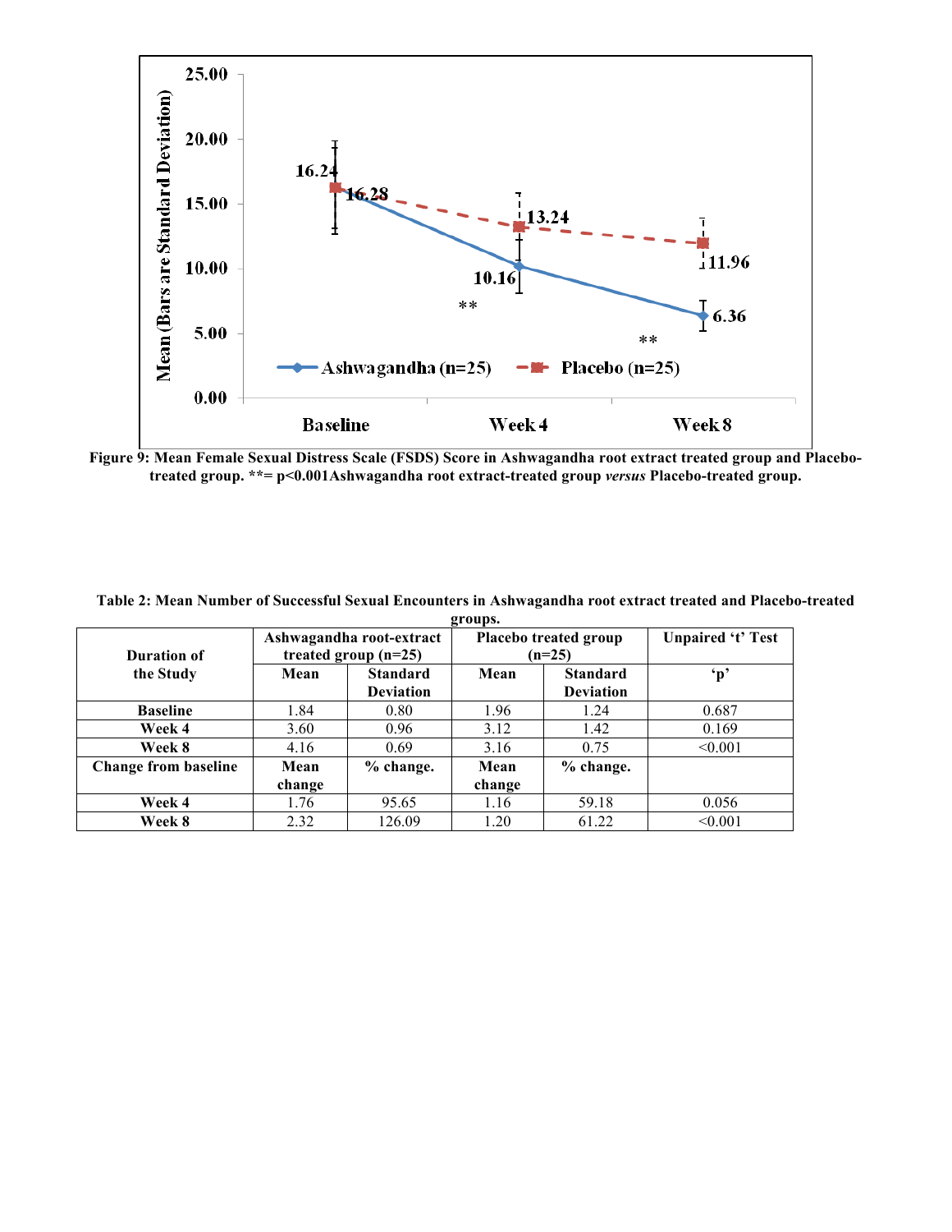25.00
20.00
15.00
10.00
5.00
0.00

Mean (Bars are Standard Deviation)

16.24
16.28
13.24
10.16
11.96
6.36
**
**

Ashwagandha (n=25)
Placebo (n=25)

Baseline
Week 4
Week 8

**Figure 9: Mean Female Sexual Distress Scale (FSDS) Score in Ashwagandha root extract treated group and Placebo-treated group. **= p<0.001Ashwagandha root extract-treated group *versus* Placebo-treated group.**

**Table 2: Mean Number of Successful Sexual Encounters in Ashwagandha root extract treated and Placebo-treated groups.**

| Duration of the Study | Ashwagandha root-extract treated group (n=25) | | Placebo treated group (n=25) | | Unpaired 't' Test |
|---|---|---|---|---|---|
| | Mean | Standard Deviation | Mean | Standard Deviation | 'p' |
| Baseline | 1.84 | 0.80 | 1.96 | 1.24 | 0.687 |
| Week 4 | 3.60 | 0.96 | 3.12 | 1.42 | 0.169 |
| Week 8 | 4.16 | 0.69 | 3.16 | 0.75 | <0.001 |
| Change from baseline | Mean change | % change. | Mean change | % change. | |
| Week 4 | 1.76 | 95.65 | 1.16 | 59.18 | 0.056 |
| Week 8 | 2.32 | 126.09 | 1.20 | 61.22 | <0.001 |